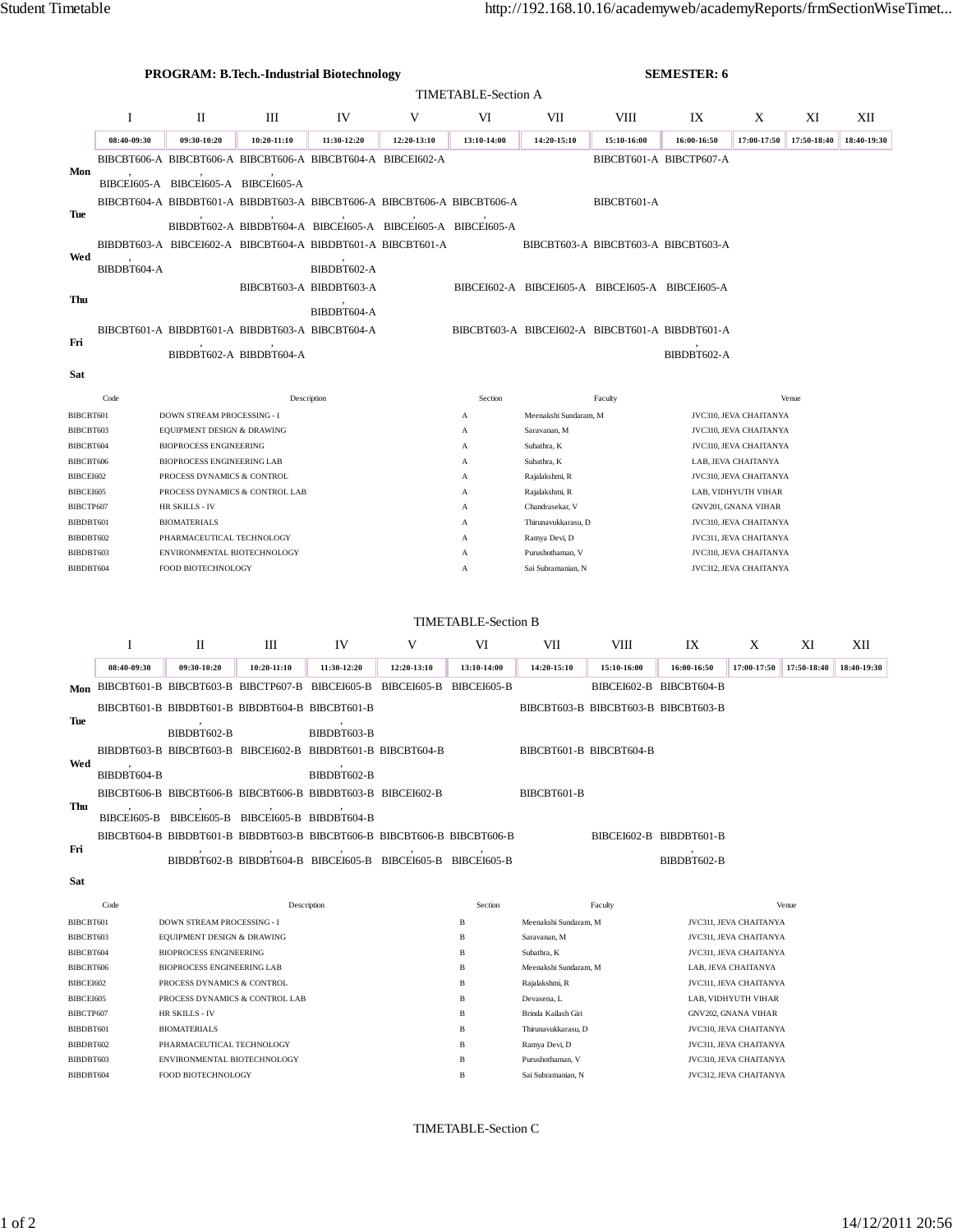**PROGRAM: B.Tech.-Industrial Biotechnology** **SEMESTER: 6**

## TIMETABLE-Section A

| | I | II | III | IV | V | VI | VII | VIII | IX | X | XI | XII |
|---|---|---|---|---|---|---|---|---|---|---|---|---|
| | 08:40-09:30 | 09:30-10:20 | 10:20-11:10 | 11:30-12:20 | 12:20-13:10 | 13:10-14:00 | 14:20-15:10 | 15:10-16:00 | 16:00-16:50 | 17:00-17:50 | 17:50-18:40 | 18:40-19:30 |
| **Mon** | BIBCBT606-A , BIBCEI605-A | BIBCBT606-A , BIBCEI605-A | BIBCBT606-A , BIBCEI605-A | BIBCBT604-A | BIBCEI602-A | | | BIBCBT601-A | BIBCTP607-A | | | |
| **Tue** | BIBCBT604-A | BIBDBT601-A , BIBDBT602-A | BIBDBT603-A , BIBDBT604-A | BIBCBT606-A , BIBCEI605-A | BIBCBT606-A , BIBCEI605-A | BIBCBT606-A , BIBCEI605-A | | BIBCBT601-A | | | | |
| **Wed** | BIBDBT603-A , BIBDBT604-A | BIBCEI602-A | BIBCBT604-A | BIBDBT601-A , BIBDBT602-A | BIBCBT601-A | | BIBCBT603-A | BIBCBT603-A | BIBCBT603-A | | | |
| **Thu** | | | BIBCBT603-A | BIBDBT603-A , BIBDBT604-A | | BIBCEI602-A | BIBCEI605-A | BIBCEI605-A | BIBCEI605-A | | | |
| **Fri** | BIBCBT601-A | BIBDBT601-A , BIBDBT602-A | BIBDBT603-A , BIBDBT604-A | BIBCBT604-A | | BIBCBT603-A | BIBCEI602-A | BIBCBT601-A | BIBDBT601-A , BIBDBT602-A | | | |
| **Sat** | | | | | | | | | | | | |

| Code | Description | Section | Faculty | Venue |
|---|---|---|---|---|
| BIBCBT601 | DOWN STREAM PROCESSING - I | A | Meenakshi Sundaram, M | JVC310, JEVA CHAITANYA |
| BIBCBT603 | EQUIPMENT DESIGN & DRAWING | A | Saravanan, M | JVC310, JEVA CHAITANYA |
| BIBCBT604 | BIOPROCESS ENGINEERING | A | Subathra, K | JVC310, JEVA CHAITANYA |
| BIBCBT606 | BIOPROCESS ENGINEERING LAB | A | Subathra, K | LAB, JEVA CHAITANYA |
| BIBCEI602 | PROCESS DYNAMICS & CONTROL | A | Rajalakshmi, R | JVC310, JEVA CHAITANYA |
| BIBCEI605 | PROCESS DYNAMICS & CONTROL LAB | A | Rajalakshmi, R | LAB, VIDHYUTH VIHAR |
| BIBCTP607 | HR SKILLS - IV | A | Chandrasekar, V | GNV201, GNANA VIHAR |
| BIBDBT601 | BIOMATERIALS | A | Thirunavukkarasu, D | JVC310, JEVA CHAITANYA |
| BIBDBT602 | PHARMACEUTICAL TECHNOLOGY | A | Ramya Devi, D | JVC311, JEVA CHAITANYA |
| BIBDBT603 | ENVIRONMENTAL BIOTECHNOLOGY | A | Purushothaman, V | JVC310, JEVA CHAITANYA |
| BIBDBT604 | FOOD BIOTECHNOLOGY | A | Sai Subramanian, N | JVC312, JEVA CHAITANYA |

## TIMETABLE-Section B

| | I | II | III | IV | V | VI | VII | VIII | IX | X | XI | XII |
|---|---|---|---|---|---|---|---|---|---|---|---|---|
| | 08:40-09:30 | 09:30-10:20 | 10:20-11:10 | 11:30-12:20 | 12:20-13:10 | 13:10-14:00 | 14:20-15:10 | 15:10-16:00 | 16:00-16:50 | 17:00-17:50 | 17:50-18:40 | 18:40-19:30 |
| **Mon** | BIBCBT601-B | BIBCBT603-B | BIBCTP607-B | BIBCEI605-B | BIBCEI605-B | BIBCEI605-B | | BIBCEI602-B | BIBCBT604-B | | | |
| **Tue** | BIBCBT601-B | BIBDBT601-B , BIBDBT602-B | BIBDBT604-B | BIBCBT601-B , BIBDBT603-B | | | BIBCBT603-B | BIBCBT603-B | BIBCBT603-B | | | |
| **Wed** | BIBDBT603-B , BIBDBT604-B | BIBCBT603-B | BIBCEI602-B | BIBDBT601-B , BIBDBT602-B | BIBCBT604-B | | BIBCBT601-B | BIBCBT604-B | | | | |
| **Thu** | BIBCBT606-B , BIBCEI605-B | BIBCBT606-B , BIBCEI605-B | BIBCBT606-B , BIBCEI605-B | BIBDBT603-B , BIBDBT604-B | BIBCEI602-B | | BIBCBT601-B | | | | | |
| **Fri** | BIBCBT604-B | BIBDBT601-B , BIBDBT602-B | BIBDBT603-B , BIBDBT604-B | BIBCBT606-B , BIBCEI605-B | BIBCBT606-B , BIBCEI605-B | BIBCBT606-B , BIBCEI605-B | | BIBCEI602-B | BIBDBT601-B , BIBDBT602-B | | | |
| **Sat** | | | | | | | | | | | | |

| Code | Description | Section | Faculty | Venue |
|---|---|---|---|---|
| BIBCBT601 | DOWN STREAM PROCESSING - I | B | Meenakshi Sundaram, M | JVC311, JEVA CHAITANYA |
| BIBCBT603 | EQUIPMENT DESIGN & DRAWING | B | Saravanan, M | JVC311, JEVA CHAITANYA |
| BIBCBT604 | BIOPROCESS ENGINEERING | B | Subathra, K | JVC311, JEVA CHAITANYA |
| BIBCBT606 | BIOPROCESS ENGINEERING LAB | B | Meenakshi Sundaram, M | LAB, JEVA CHAITANYA |
| BIBCEI602 | PROCESS DYNAMICS & CONTROL | B | Rajalakshmi, R | JVC311, JEVA CHAITANYA |
| BIBCEI605 | PROCESS DYNAMICS & CONTROL LAB | B | Devasena, L | LAB, VIDHYUTH VIHAR |
| BIBCTP607 | HR SKILLS - IV | B | Brinda Kailash Giri | GNV202, GNANA VIHAR |
| BIBDBT601 | BIOMATERIALS | B | Thirunavukkarasu, D | JVC310, JEVA CHAITANYA |
| BIBDBT602 | PHARMACEUTICAL TECHNOLOGY | B | Ramya Devi, D | JVC311, JEVA CHAITANYA |
| BIBDBT603 | ENVIRONMENTAL BIOTECHNOLOGY | B | Purushothaman, V | JVC310, JEVA CHAITANYA |
| BIBDBT604 | FOOD BIOTECHNOLOGY | B | Sai Subramanian, N | JVC312, JEVA CHAITANYA |

## TIMETABLE-Section C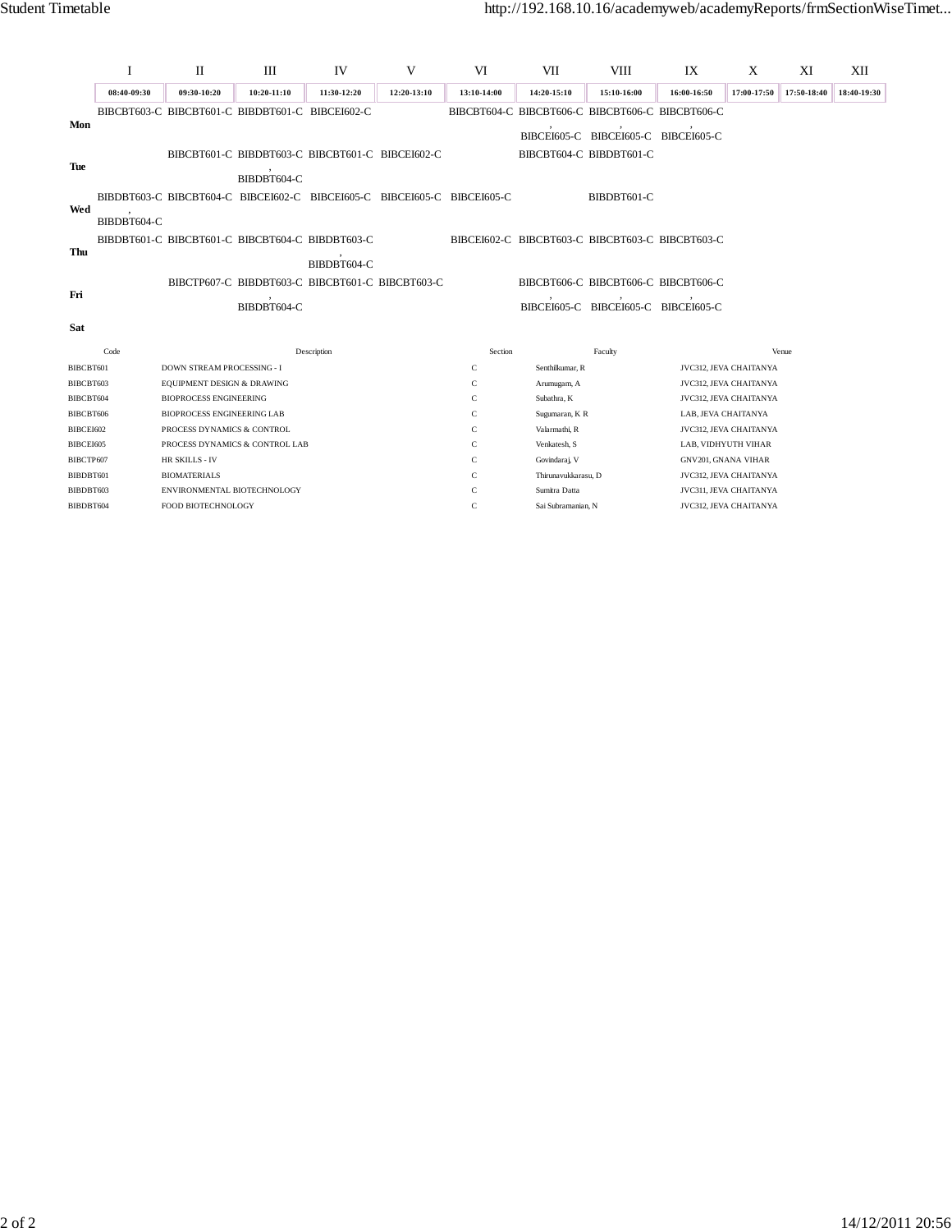| | I | II | III | IV | V | VI | VII | VIII | IX | X | XI | XII |
|---|---|---|---|---|---|---|---|---|---|---|---|---|
| | 08:40-09:30 | 09:30-10:20 | 10:20-11:10 | 11:30-12:20 | 12:20-13:10 | 13:10-14:00 | 14:20-15:10 | 15:10-16:00 | 16:00-16:50 | 17:00-17:50 | 17:50-18:40 | 18:40-19:30 |
| **Mon** | BIBCBT603-C | BIBCBT601-C | BIBDBT601-C | BIBCEI602-C | | BIBCBT604-C | BIBCBT606-C , BIBCEI605-C | BIBCBT606-C , BIBCEI605-C | BIBCBT606-C , BIBCEI605-C | | | |
| **Tue** | | BIBCBT601-C | BIBDBT603-C , BIBDBT604-C | BIBCBT601-C | BIBCEI602-C | | BIBCBT604-C | BIBDBT601-C | | | | |
| **Wed** | BIBDBT603-C , BIBDBT604-C | BIBCBT604-C | BIBCEI602-C | BIBCEI605-C | BIBCEI605-C | BIBCEI605-C | | BIBDBT601-C | | | | |
| **Thu** | BIBDBT601-C | BIBCBT601-C | BIBCBT604-C | BIBDBT603-C , BIBDBT604-C | | BIBCEI602-C | BIBCBT603-C | BIBCBT603-C | BIBCBT603-C | | | |
| **Fri** | | BIBCTP607-C | BIBDBT603-C , BIBDBT604-C | BIBCBT601-C | BIBCBT603-C | | BIBCBT606-C , BIBCEI605-C | BIBCBT606-C , BIBCEI605-C | BIBCBT606-C , BIBCEI605-C | | | |
| **Sat** | | | | | | | | | | | | |

| Code | Description | Section | Faculty | Venue |
|---|---|---|---|---|
| BIBCBT601 | DOWN STREAM PROCESSING - I | C | Senthilkumar, R | JVC312, JEVA CHAITANYA |
| BIBCBT603 | EQUIPMENT DESIGN & DRAWING | C | Arumugam, A | JVC312, JEVA CHAITANYA |
| BIBCBT604 | BIOPROCESS ENGINEERING | C | Subathra, K | JVC312, JEVA CHAITANYA |
| BIBCBT606 | BIOPROCESS ENGINEERING LAB | C | Sugumaran, K R | LAB, JEVA CHAITANYA |
| BIBCEI602 | PROCESS DYNAMICS & CONTROL | C | Valarmathi, R | JVC312, JEVA CHAITANYA |
| BIBCEI605 | PROCESS DYNAMICS & CONTROL LAB | C | Venkatesh, S | LAB, VIDHYUTH VIHAR |
| BIBCTP607 | HR SKILLS - IV | C | Govindaraj, V | GNV201, GNANA VIHAR |
| BIBDBT601 | BIOMATERIALS | C | Thirunavukkarasu, D | JVC312, JEVA CHAITANYA |
| BIBDBT603 | ENVIRONMENTAL BIOTECHNOLOGY | C | Sumitra Datta | JVC311, JEVA CHAITANYA |
| BIBDBT604 | FOOD BIOTECHNOLOGY | C | Sai Subramanian, N | JVC312, JEVA CHAITANYA |